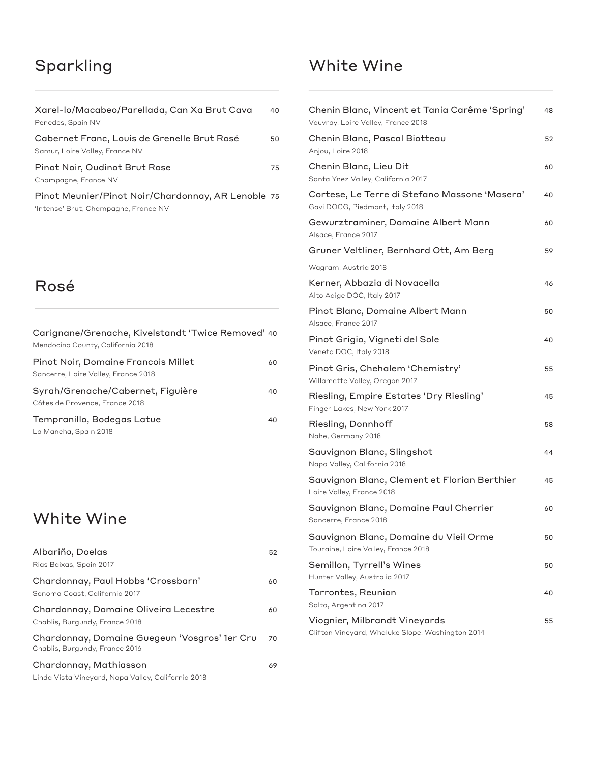## Sparkling

Xarel-lo/Macabeo/Parellada, Can Xa Brut Cava — 40
Penedes, Spain NV

Cabernet Franc, Louis de Grenelle Brut Rosé — 50
Samur, Loire Valley, France NV

Pinot Noir, Oudinot Brut Rose — 75
Champagne, France NV

Pinot Meunier/Pinot Noir/Chardonnay, AR Lenoble — 75
'Intense' Brut, Champagne, France NV

## Rosé

Carignane/Grenache, Kivelstandt 'Twice Removed' — 40
Mendocino County, California 2018

Pinot Noir, Domaine Francois Millet — 60
Sancerre, Loire Valley, France 2018

Syrah/Grenache/Cabernet, Figuière — 40
Côtes de Provence, France 2018

Tempranillo, Bodegas Latue — 40
La Mancha, Spain 2018

## White Wine

Albariño, Doelas — 52
Rias Baixas, Spain 2017

Chardonnay, Paul Hobbs 'Crossbarn' — 60
Sonoma Coast, California 2017

Chardonnay, Domaine Oliveira Lecestre — 60
Chablis, Burgundy, France 2018

Chardonnay, Domaine Guegeun 'Vosgros' 1er Cru — 70
Chablis, Burgundy, France 2016

Chardonnay, Mathiasson — 69
Linda Vista Vineyard, Napa Valley, California 2018

## White Wine

Chenin Blanc, Vincent et Tania Carême 'Spring' — 48
Vouvray, Loire Valley, France 2018

Chenin Blanc, Pascal Biotteau — 52
Anjou, Loire 2018

Chenin Blanc, Lieu Dit — 60
Santa Ynez Valley, California 2017

Cortese, Le Terre di Stefano Massone 'Masera' — 40
Gavi DOCG, Piedmont, Italy 2018

Gewurztraminer, Domaine Albert Mann — 60
Alsace, France 2017

Gruner Veltliner, Bernhard Ott, Am Berg — 59
Wagram, Austria 2018

Kerner, Abbazia di Novacella — 46
Alto Adige DOC, Italy 2017

Pinot Blanc, Domaine Albert Mann — 50
Alsace, France 2017

Pinot Grigio, Vigneti del Sole — 40
Veneto DOC, Italy 2018

Pinot Gris, Chehalem 'Chemistry' — 55
Willamette Valley, Oregon 2017

Riesling, Empire Estates 'Dry Riesling' — 45
Finger Lakes, New York 2017

Riesling, Donnhoff — 58
Nahe, Germany 2018

Sauvignon Blanc, Slingshot — 44
Napa Valley, California 2018

Sauvignon Blanc, Clement et Florian Berthier — 45
Loire Valley, France 2018

Sauvignon Blanc, Domaine Paul Cherrier — 60
Sancerre, France 2018

Sauvignon Blanc, Domaine du Vieil Orme — 50
Touraine, Loire Valley, France 2018

Semillon, Tyrrell's Wines — 50
Hunter Valley, Australia 2017

Torrontes, Reunion — 40
Salta, Argentina 2017

Viognier, Milbrandt Vineyards — 55
Clifton Vineyard, Whaluke Slope, Washington 2014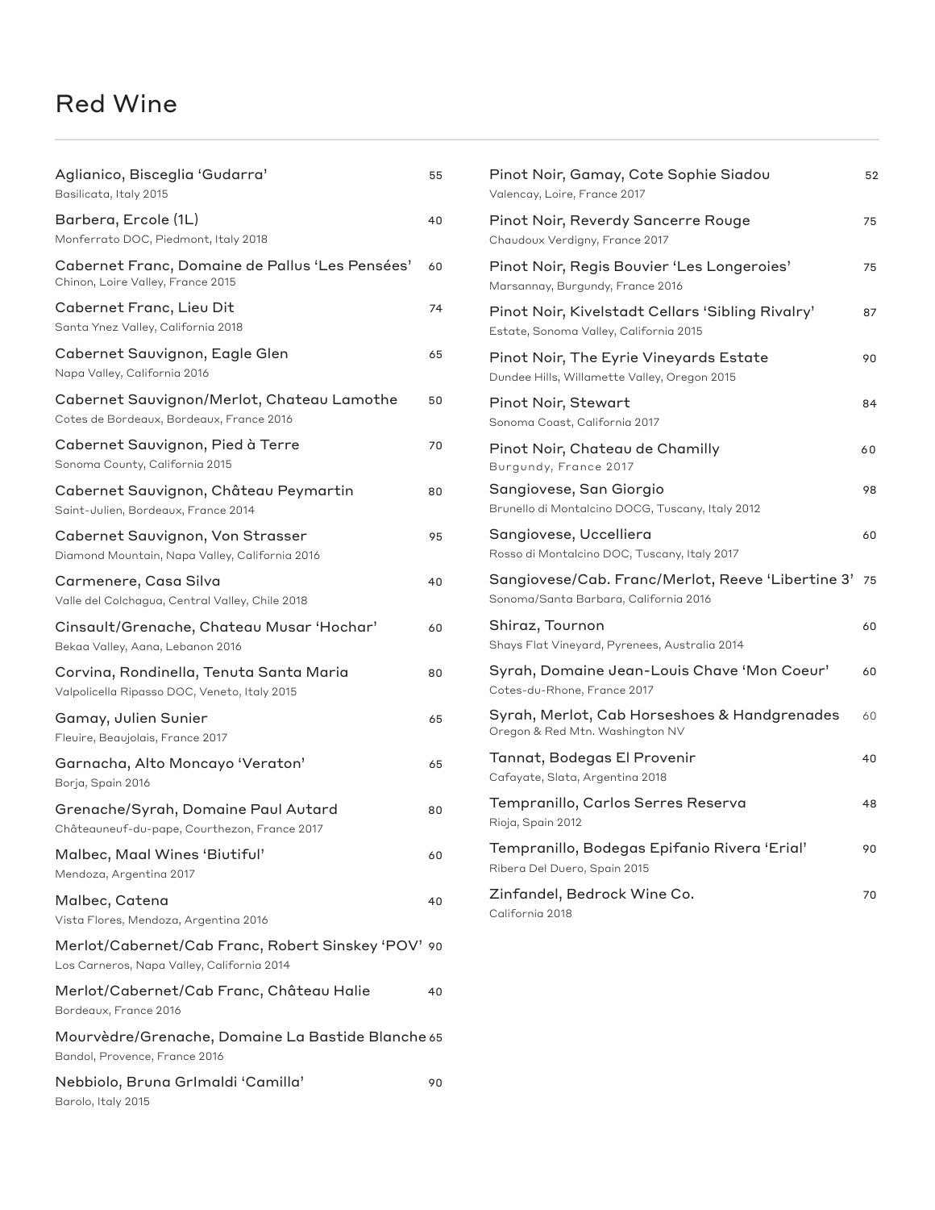# Red Wine

Aglianico, Bisceglia 'Gudarra' 55
Basilicata, Italy 2015

Barbera, Ercole (1L) 40
Monferrato DOC, Piedmont, Italy 2018

Cabernet Franc, Domaine de Pallus 'Les Pensées' 60
Chinon, Loire Valley, France 2015

Cabernet Franc, Lieu Dit 74
Santa Ynez Valley, California 2018

Cabernet Sauvignon, Eagle Glen 65
Napa Valley, California 2016

Cabernet Sauvignon/Merlot, Chateau Lamothe 50
Cotes de Bordeaux, Bordeaux, France 2016

Cabernet Sauvignon, Pied à Terre 70
Sonoma County, California 2015

Cabernet Sauvignon, Château Peymartin 80
Saint-Julien, Bordeaux, France 2014

Cabernet Sauvignon, Von Strasser 95
Diamond Mountain, Napa Valley, California 2016

Carmenere, Casa Silva 40
Valle del Colchagua, Central Valley, Chile 2018

Cinsault/Grenache, Chateau Musar 'Hochar' 60
Bekaa Valley, Aana, Lebanon 2016

Corvina, Rondinella, Tenuta Santa Maria 80
Valpolicella Ripasso DOC, Veneto, Italy 2015

Gamay, Julien Sunier 65
Fleuire, Beaujolais, France 2017

Garnacha, Alto Moncayo 'Veraton' 65
Borja, Spain 2016

Grenache/Syrah, Domaine Paul Autard 80
Châteauneuf-du-pape, Courthezon, France 2017

Malbec, Maal Wines 'Biutiful' 60
Mendoza, Argentina 2017

Malbec, Catena 40
Vista Flores, Mendoza, Argentina 2016

Merlot/Cabernet/Cab Franc, Robert Sinskey 'POV' 90
Los Carneros, Napa Valley, California 2014

Merlot/Cabernet/Cab Franc, Château Halie 40
Bordeaux, France 2016

Mourvèdre/Grenache, Domaine La Bastide Blanche 65
Bandol, Provence, France 2016

Nebbiolo, Bruna GrImaldi 'Camilla' 90
Barolo, Italy 2015

Pinot Noir, Gamay, Cote Sophie Siadou 52
Valencay, Loire, France 2017

Pinot Noir, Reverdy Sancerre Rouge 75
Chaudoux Verdigny, France 2017

Pinot Noir, Regis Bouvier 'Les Longeroies' 75
Marsannay, Burgundy, France 2016

Pinot Noir, Kivelstadt Cellars 'Sibling Rivalry' 87
Estate, Sonoma Valley, California 2015

Pinot Noir, The Eyrie Vineyards Estate 90
Dundee Hills, Willamette Valley, Oregon 2015

Pinot Noir, Stewart 84
Sonoma Coast, California 2017

Pinot Noir, Chateau de Chamilly 60
Burgundy, France 2017

Sangiovese, San Giorgio 98
Brunello di Montalcino DOCG, Tuscany, Italy 2012

Sangiovese, Uccelliera 60
Rosso di Montalcino DOC, Tuscany, Italy 2017

Sangiovese/Cab. Franc/Merlot, Reeve 'Libertine 3' 75
Sonoma/Santa Barbara, California 2016

Shiraz, Tournon 60
Shays Flat Vineyard, Pyrenees, Australia 2014

Syrah, Domaine Jean-Louis Chave 'Mon Coeur' 60
Cotes-du-Rhone, France 2017

Syrah, Merlot, Cab Horseshoes & Handgrenades 60
Oregon & Red Mtn. Washington NV

Tannat, Bodegas El Provenir 40
Cafayate, Slata, Argentina 2018

Tempranillo, Carlos Serres Reserva 48
Rioja, Spain 2012

Tempranillo, Bodegas Epifanio Rivera 'Erial' 90
Ribera Del Duero, Spain 2015

Zinfandel, Bedrock Wine Co. 70
California 2018